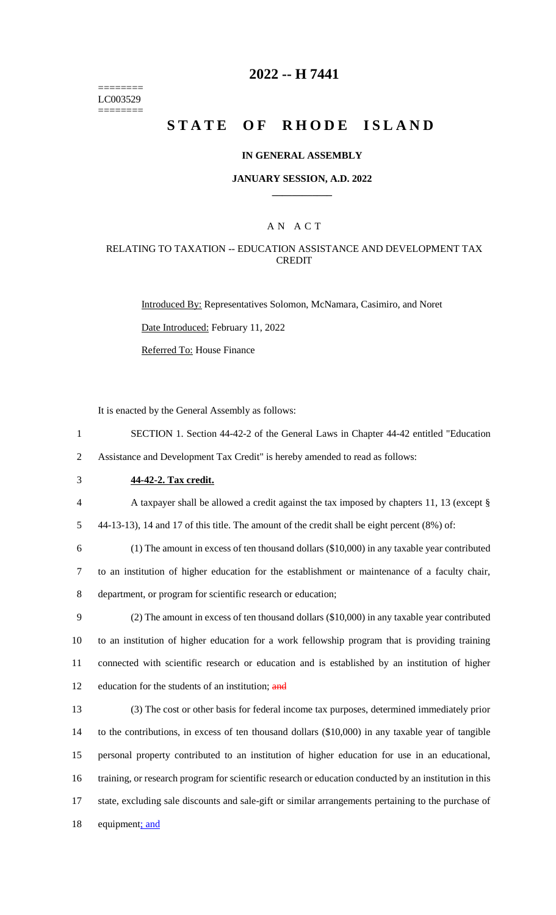========
LC003529
========

# 2022 -- H 7441

# STATE OF RHODE ISLAND

### IN GENERAL ASSEMBLY

### JANUARY SESSION, A.D. 2022

AN ACT

RELATING TO TAXATION -- EDUCATION ASSISTANCE AND DEVELOPMENT TAX CREDIT

Introduced By: Representatives Solomon, McNamara, Casimiro, and Noret

Date Introduced: February 11, 2022

Referred To: House Finance

It is enacted by the General Assembly as follows:

1 SECTION 1. Section 44-42-2 of the General Laws in Chapter 44-42 entitled "Education
2 Assistance and Development Tax Credit" is hereby amended to read as follows:

3 **44-42-2. Tax credit.**

4 A taxpayer shall be allowed a credit against the tax imposed by chapters 11, 13 (except §
5 44-13-13), 14 and 17 of this title. The amount of the credit shall be eight percent (8%) of:

6 (1) The amount in excess of ten thousand dollars ($10,000) in any taxable year contributed
7 to an institution of higher education for the establishment or maintenance of a faculty chair,
8 department, or program for scientific research or education;

9 (2) The amount in excess of ten thousand dollars ($10,000) in any taxable year contributed
10 to an institution of higher education for a work fellowship program that is providing training
11 connected with scientific research or education and is established by an institution of higher
12 education for the students of an institution; ~~and~~

13 (3) The cost or other basis for federal income tax purposes, determined immediately prior
14 to the contributions, in excess of ten thousand dollars ($10,000) in any taxable year of tangible
15 personal property contributed to an institution of higher education for use in an educational,
16 training, or research program for scientific research or education conducted by an institution in this
17 state, excluding sale discounts and sale-gift or similar arrangements pertaining to the purchase of
18 equipment; and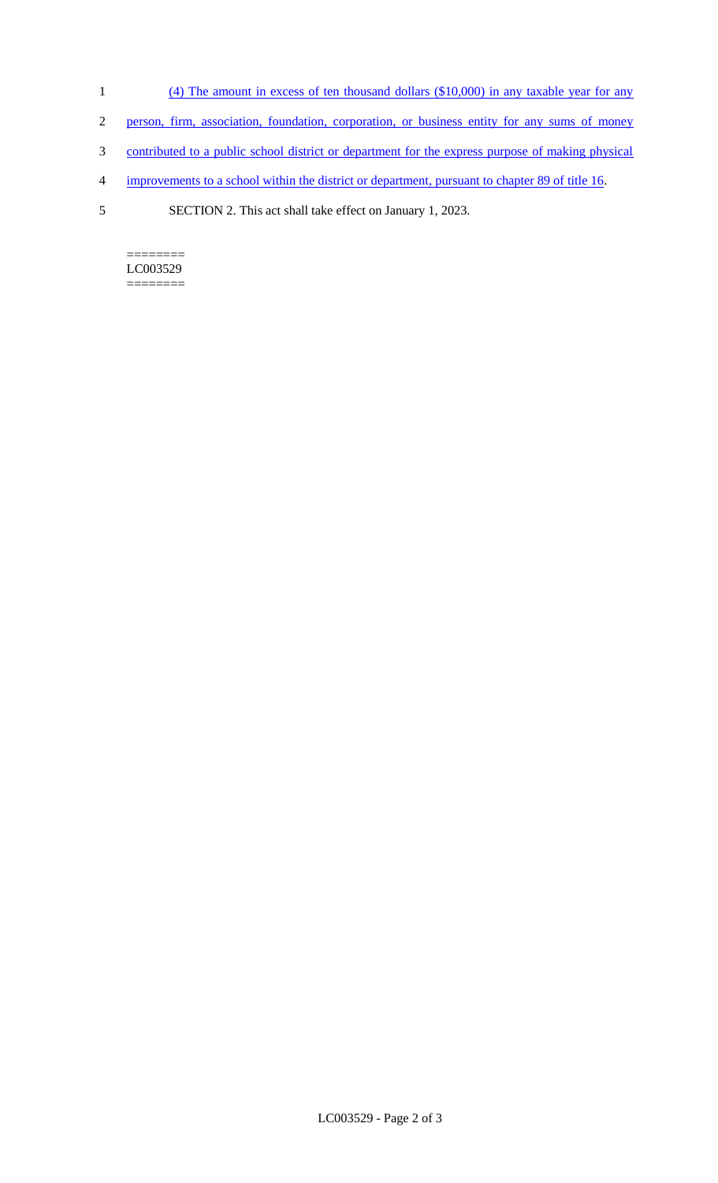(4) The amount in excess of ten thousand dollars ($10,000) in any taxable year for any person, firm, association, foundation, corporation, or business entity for any sums of money contributed to a public school district or department for the express purpose of making physical improvements to a school within the district or department, pursuant to chapter 89 of title 16.

SECTION 2. This act shall take effect on January 1, 2023.

========
LC003529
========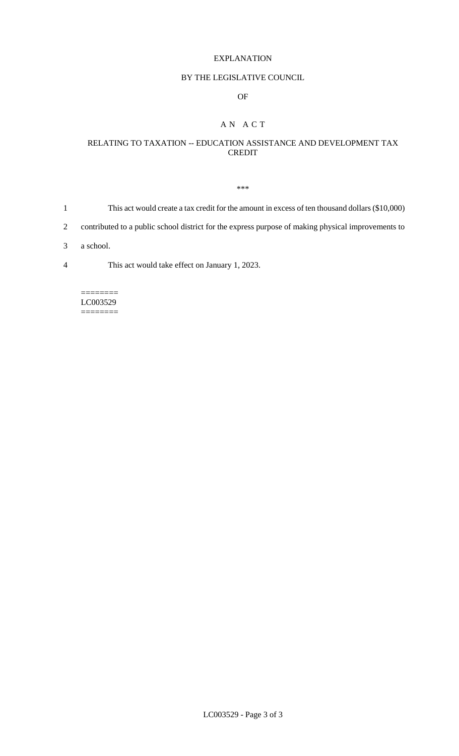EXPLANATION

BY THE LEGISLATIVE COUNCIL

OF

A N A C T

RELATING TO TAXATION -- EDUCATION ASSISTANCE AND DEVELOPMENT TAX CREDIT

\*\*\*

1 This act would create a tax credit for the amount in excess of ten thousand dollars ($10,000)

2 contributed to a public school district for the express purpose of making physical improvements to

3 a school.

4 This act would take effect on January 1, 2023.

========
LC003529
========